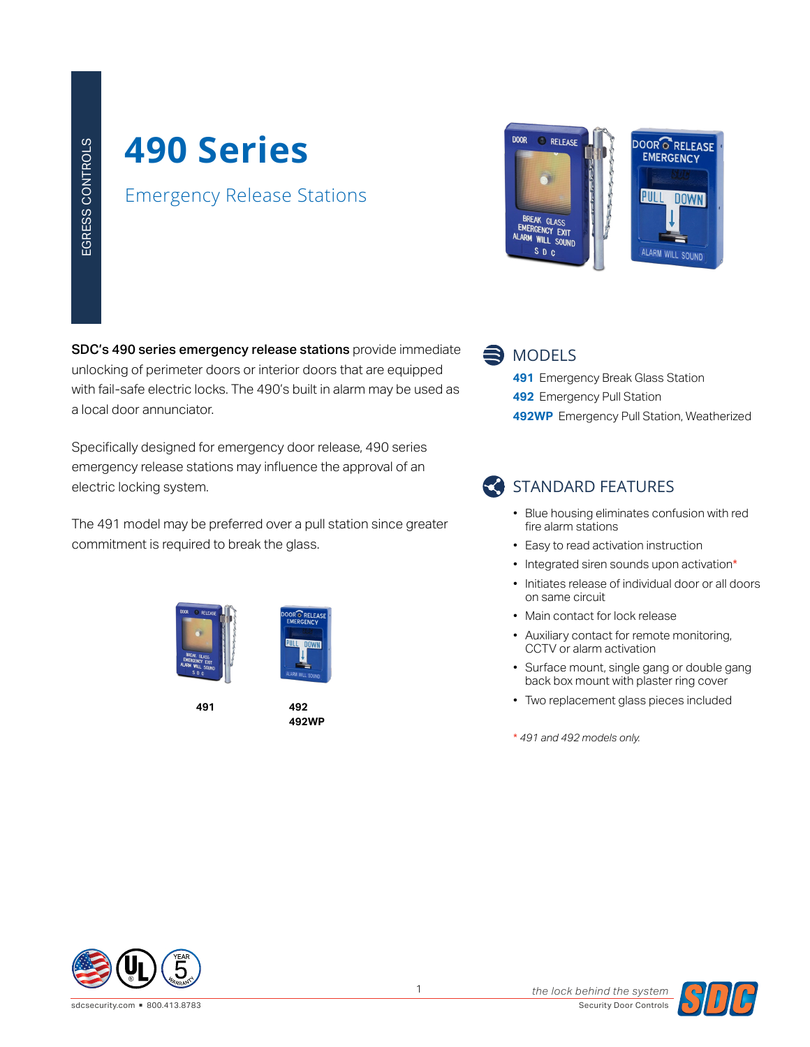EGRESS CONTROLS

# 490 Series

## Emergency Release Stations

**SDC's 490 series emergency release stations** provide immediate unlocking of perimeter doors or interior doors that are equipped with fail-safe electric locks. The 490's built in alarm may be used as a local door annunciator.

Specifically designed for emergency door release, 490 series emergency release stations may influence the approval of an electric locking system.

The 491 model may be preferred over a pull station since greater commitment is required to break the glass.

**491**

**492**
**492WP**

## MODELS

**491** Emergency Break Glass Station
**492** Emergency Pull Station
**492WP** Emergency Pull Station, Weatherized

## STANDARD FEATURES

- Blue housing eliminates confusion with red fire alarm stations
- Easy to read activation instruction
- Integrated siren sounds upon activation*
- Initiates release of individual door or all doors on same circuit
- Main contact for lock release
- Auxiliary contact for remote monitoring, CCTV or alarm activation
- Surface mount, single gang or double gang back box mount with plaster ring cover
- Two replacement glass pieces included

*\* 491 and 492 models only.*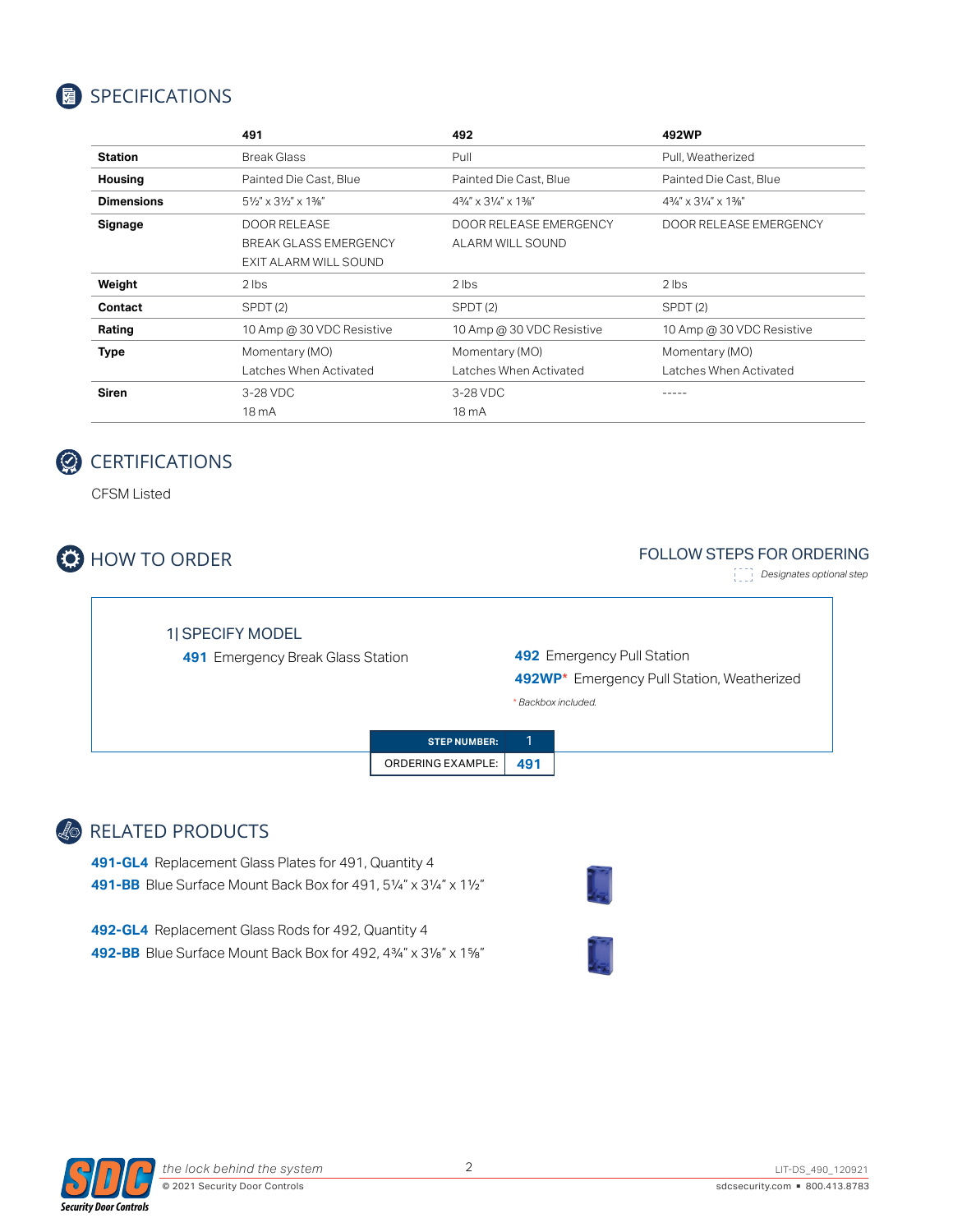## SPECIFICATIONS

| | 491 | 492 | 492WP |
|---|---|---|---|
| **Station** | Break Glass | Pull | Pull, Weatherized |
| **Housing** | Painted Die Cast, Blue | Painted Die Cast, Blue | Painted Die Cast, Blue |
| **Dimensions** | 5½" x 3½" x 1⅜" | 4¾" x 3¼" x 1⅜" | 4¾" x 3¼" x 1⅜" |
| **Signage** | DOOR RELEASE BREAK GLASS EMERGENCY EXIT ALARM WILL SOUND | DOOR RELEASE EMERGENCY ALARM WILL SOUND | DOOR RELEASE EMERGENCY |
| **Weight** | 2 lbs | 2 lbs | 2 lbs |
| **Contact** | SPDT (2) | SPDT (2) | SPDT (2) |
| **Rating** | 10 Amp @ 30 VDC Resistive | 10 Amp @ 30 VDC Resistive | 10 Amp @ 30 VDC Resistive |
| **Type** | Momentary (MO) Latches When Activated | Momentary (MO) Latches When Activated | Momentary (MO) Latches When Activated |
| **Siren** | 3-28 VDC 18 mA | 3-28 VDC 18 mA | ----- |

## CERTIFICATIONS

CFSM Listed

## HOW TO ORDER

FOLLOW STEPS FOR ORDERING

*Designates optional step*

### 1| SPECIFY MODEL

**491** Emergency Break Glass Station

**492** Emergency Pull Station

**492WP*** Emergency Pull Station, Weatherized

*\* Backbox included.*

| STEP NUMBER: | 1 |
|---|---|
| ORDERING EXAMPLE: | **491** |

## RELATED PRODUCTS

**491-GL4** Replacement Glass Plates for 491, Quantity 4

**491-BB** Blue Surface Mount Back Box for 491, 5¼" x 3¼" x 1½"

**492-GL4** Replacement Glass Rods for 492, Quantity 4

**492-BB** Blue Surface Mount Back Box for 492, 4¾" x 3⅛" x 1⅝"